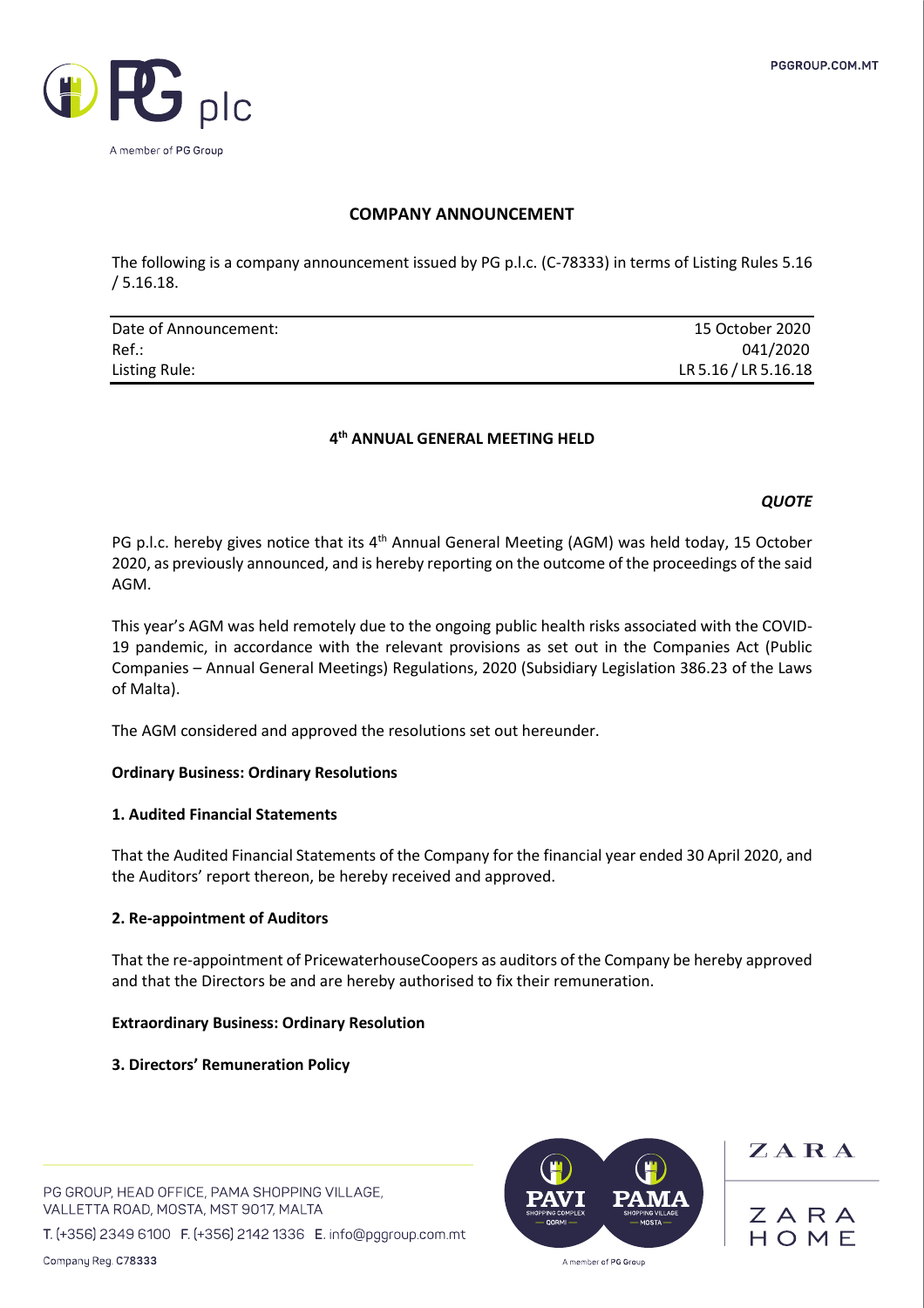## COMPANY ANNOUNCEMENT

The following is a company announcement issued by PG p.l.c. (C-78333) in terms of Listing Rules 5.16 / 5.16.18.

| | |
|---|---|
| Date of Announcement: | 15 October 2020 |
| Ref.: | 041/2020 |
| Listing Rule: | LR 5.16 / LR 5.16.18 |

### 4th ANNUAL GENERAL MEETING HELD

***QUOTE***

PG p.l.c. hereby gives notice that its 4th Annual General Meeting (AGM) was held today, 15 October 2020, as previously announced, and is hereby reporting on the outcome of the proceedings of the said AGM.

This year's AGM was held remotely due to the ongoing public health risks associated with the COVID-19 pandemic, in accordance with the relevant provisions as set out in the Companies Act (Public Companies – Annual General Meetings) Regulations, 2020 (Subsidiary Legislation 386.23 of the Laws of Malta).

The AGM considered and approved the resolutions set out hereunder.

**Ordinary Business: Ordinary Resolutions**

**1. Audited Financial Statements**

That the Audited Financial Statements of the Company for the financial year ended 30 April 2020, and the Auditors' report thereon, be hereby received and approved.

**2. Re-appointment of Auditors**

That the re-appointment of PricewaterhouseCoopers as auditors of the Company be hereby approved and that the Directors be and are hereby authorised to fix their remuneration.

**Extraordinary Business: Ordinary Resolution**

**3. Directors' Remuneration Policy**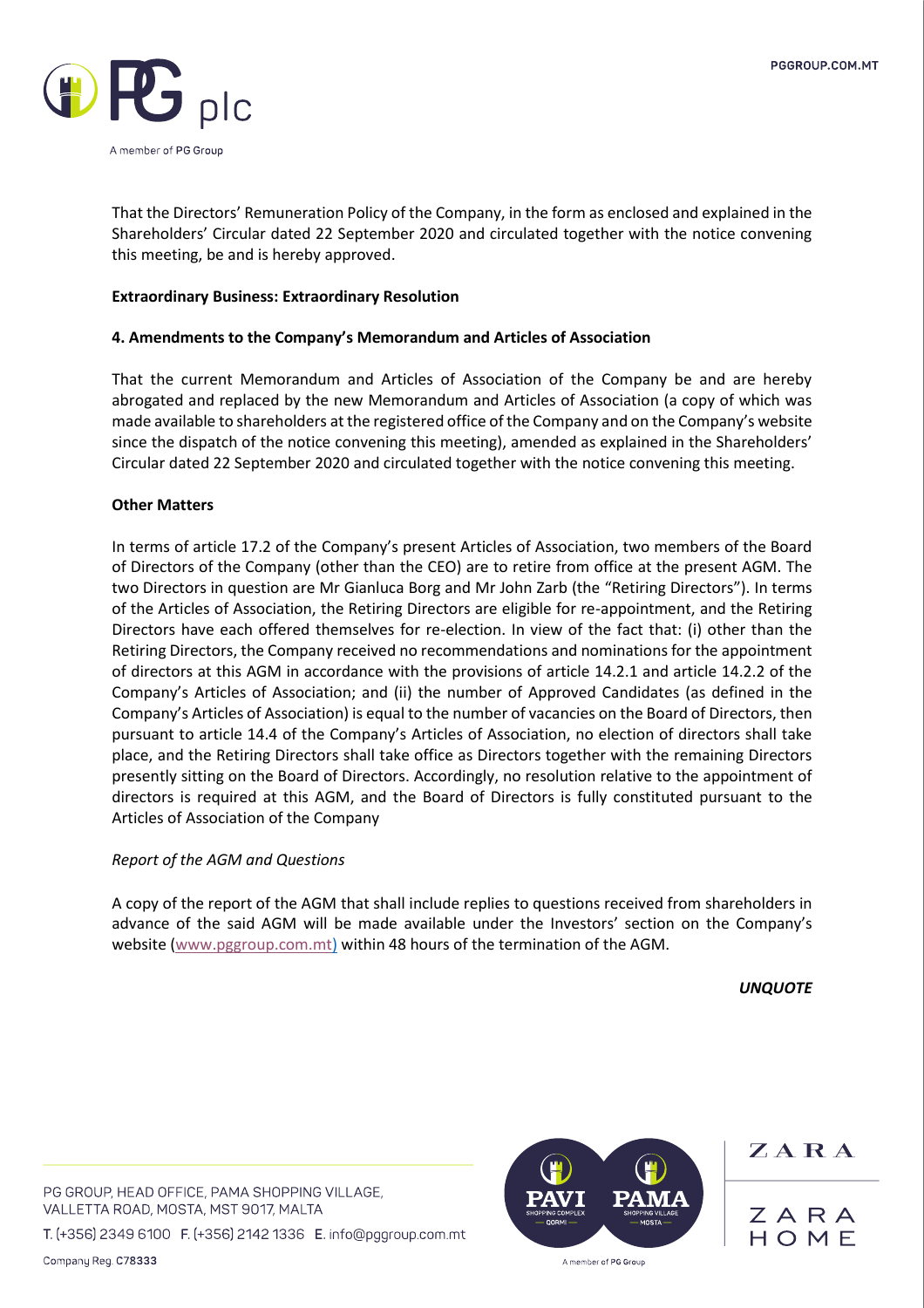That the Directors' Remuneration Policy of the Company, in the form as enclosed and explained in the Shareholders' Circular dated 22 September 2020 and circulated together with the notice convening this meeting, be and is hereby approved.

**Extraordinary Business: Extraordinary Resolution**

**4. Amendments to the Company's Memorandum and Articles of Association**

That the current Memorandum and Articles of Association of the Company be and are hereby abrogated and replaced by the new Memorandum and Articles of Association (a copy of which was made available to shareholders at the registered office of the Company and on the Company's website since the dispatch of the notice convening this meeting), amended as explained in the Shareholders' Circular dated 22 September 2020 and circulated together with the notice convening this meeting.

**Other Matters**

In terms of article 17.2 of the Company's present Articles of Association, two members of the Board of Directors of the Company (other than the CEO) are to retire from office at the present AGM. The two Directors in question are Mr Gianluca Borg and Mr John Zarb (the "Retiring Directors"). In terms of the Articles of Association, the Retiring Directors are eligible for re-appointment, and the Retiring Directors have each offered themselves for re-election. In view of the fact that: (i) other than the Retiring Directors, the Company received no recommendations and nominations for the appointment of directors at this AGM in accordance with the provisions of article 14.2.1 and article 14.2.2 of the Company's Articles of Association; and (ii) the number of Approved Candidates (as defined in the Company's Articles of Association) is equal to the number of vacancies on the Board of Directors, then pursuant to article 14.4 of the Company's Articles of Association, no election of directors shall take place, and the Retiring Directors shall take office as Directors together with the remaining Directors presently sitting on the Board of Directors. Accordingly, no resolution relative to the appointment of directors is required at this AGM, and the Board of Directors is fully constituted pursuant to the Articles of Association of the Company

*Report of the AGM and Questions*

A copy of the report of the AGM that shall include replies to questions received from shareholders in advance of the said AGM will be made available under the Investors' section on the Company's website (www.pggroup.com.mt) within 48 hours of the termination of the AGM.

***UNQUOTE***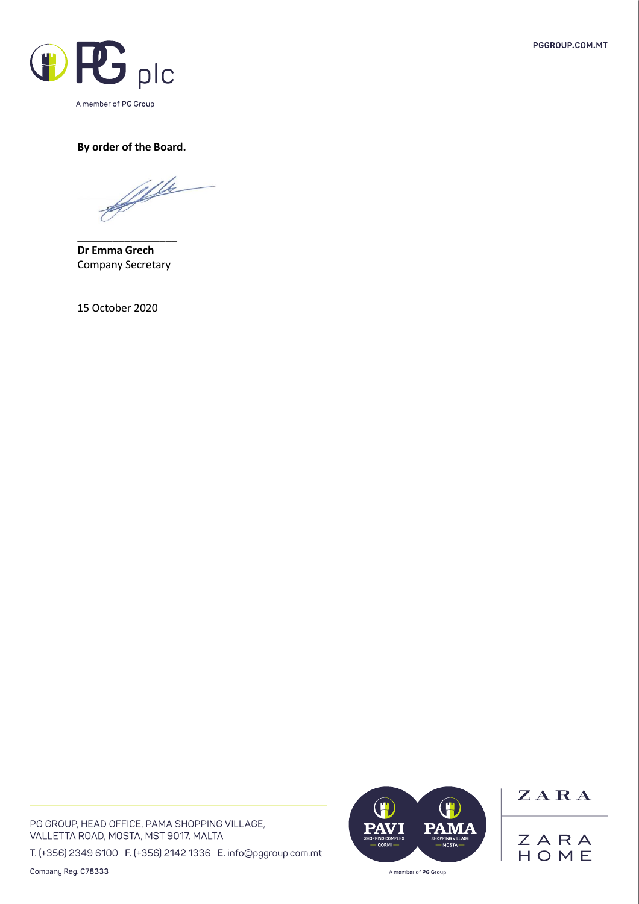**By order of the Board.**

\_\_\_\_\_\_\_\_\_\_\_\_\_\_\_\_\_\_

**Dr Emma Grech**
Company Secretary

15 October 2020